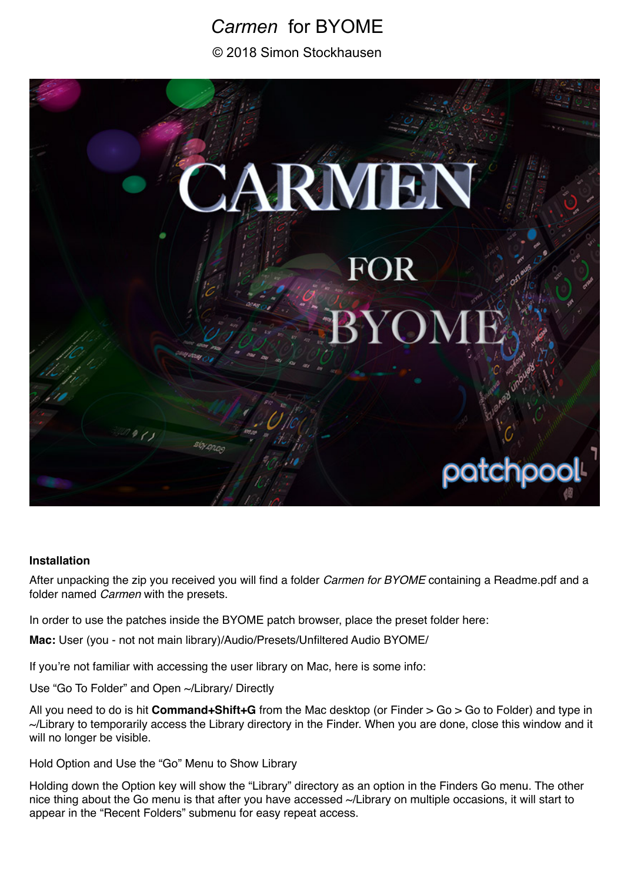# *Carmen* for BYOME

© 2018 Simon Stockhausen

### Installation

After unpacking the zip you received you will find a folder *Carmen for BYOME* containing a Readme.pdf and a folder named *Carmen* with the presets.

In order to use the patches inside the BYOME patch browser, place the preset folder here:

**Mac:** User (you - not not main library)/Audio/Presets/Unfiltered Audio BYOME/

If you're not familiar with accessing the user library on Mac, here is some info:

Use "Go To Folder" and Open ~/Library/ Directly

All you need to do is hit **Command+Shift+G** from the Mac desktop (or Finder > Go > Go to Folder) and type in ~/Library to temporarily access the Library directory in the Finder. When you are done, close this window and it will no longer be visible.

Hold Option and Use the "Go" Menu to Show Library

Holding down the Option key will show the "Library" directory as an option in the Finders Go menu. The other nice thing about the Go menu is that after you have accessed ~/Library on multiple occasions, it will start to appear in the "Recent Folders" submenu for easy repeat access.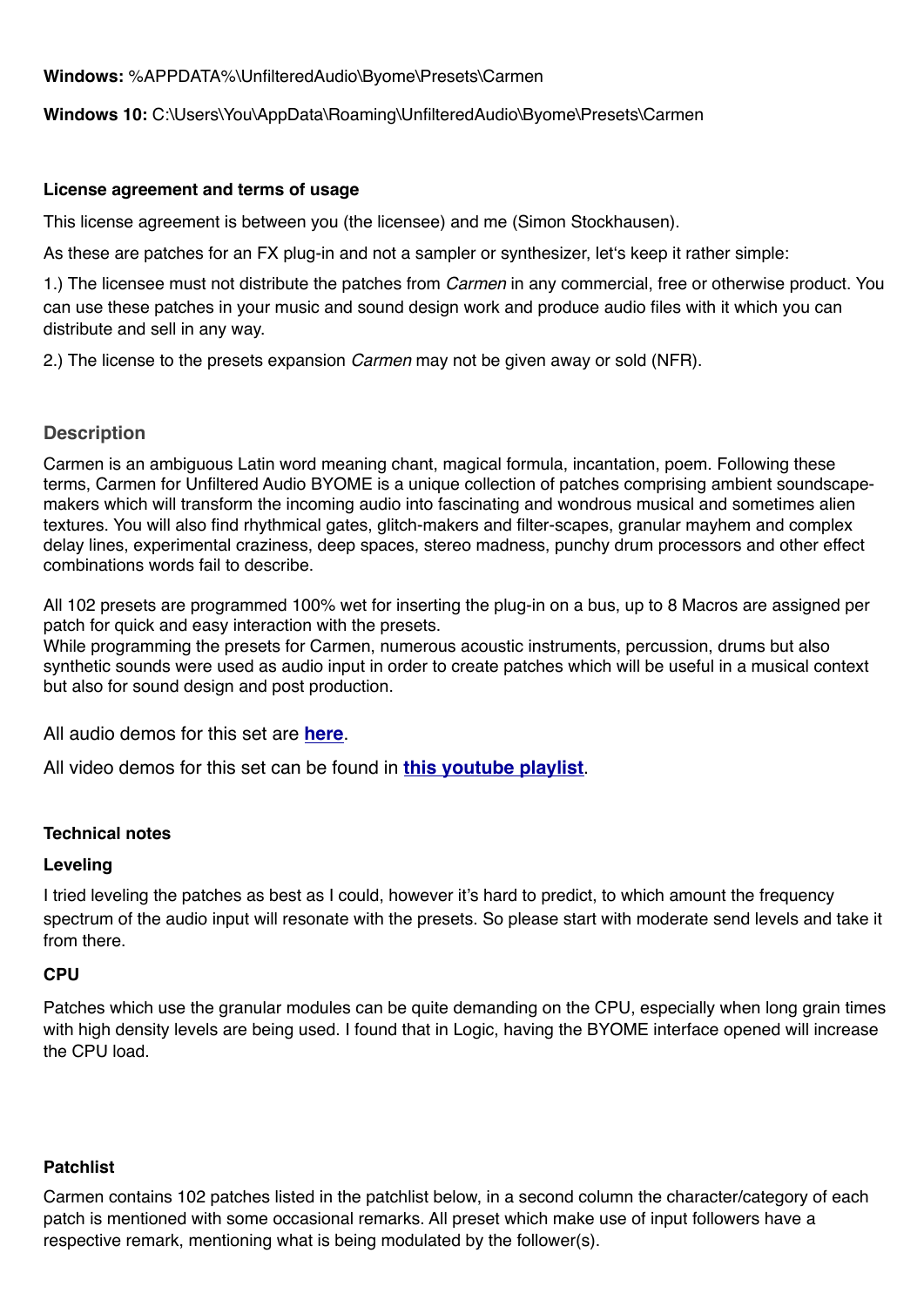**Windows:** %APPDATA%\UnfilteredAudio\Byome\Presets\Carmen

**Windows 10:** C:\Users\You\AppData\Roaming\UnfilteredAudio\Byome\Presets\Carmen

**License agreement and terms of usage**

This license agreement is between you (the licensee) and me (Simon Stockhausen).

As these are patches for an FX plug-in and not a sampler or synthesizer, let's keep it rather simple:

1.) The licensee must not distribute the patches from *Carmen* in any commercial, free or otherwise product. You can use these patches in your music and sound design work and produce audio files with it which you can distribute and sell in any way.

2.) The license to the presets expansion *Carmen* may not be given away or sold (NFR).

## Description

Carmen is an ambiguous Latin word meaning chant, magical formula, incantation, poem. Following these terms, Carmen for Unfiltered Audio BYOME is a unique collection of patches comprising ambient soundscape-makers which will transform the incoming audio into fascinating and wondrous musical and sometimes alien textures. You will also find rhythmical gates, glitch-makers and filter-scapes, granular mayhem and complex delay lines, experimental craziness, deep spaces, stereo madness, punchy drum processors and other effect combinations words fail to describe.

All 102 presets are programmed 100% wet for inserting the plug-in on a bus, up to 8 Macros are assigned per patch for quick and easy interaction with the presets.
While programming the presets for Carmen, numerous acoustic instruments, percussion, drums but also synthetic sounds were used as audio input in order to create patches which will be useful in a musical context but also for sound design and post production.

All audio demos for this set are **here**.

All video demos for this set can be found in **this youtube playlist**.

**Technical notes**

**Leveling**

I tried leveling the patches as best as I could, however it's hard to predict, to which amount the frequency spectrum of the audio input will resonate with the presets. So please start with moderate send levels and take it from there.

**CPU**

Patches which use the granular modules can be quite demanding on the CPU, especially when long grain times with high density levels are being used. I found that in Logic, having the BYOME interface opened will increase the CPU load.

**Patchlist**

Carmen contains 102 patches listed in the patchlist below, in a second column the character/category of each patch is mentioned with some occasional remarks. All preset which make use of input followers have a respective remark, mentioning what is being modulated by the follower(s).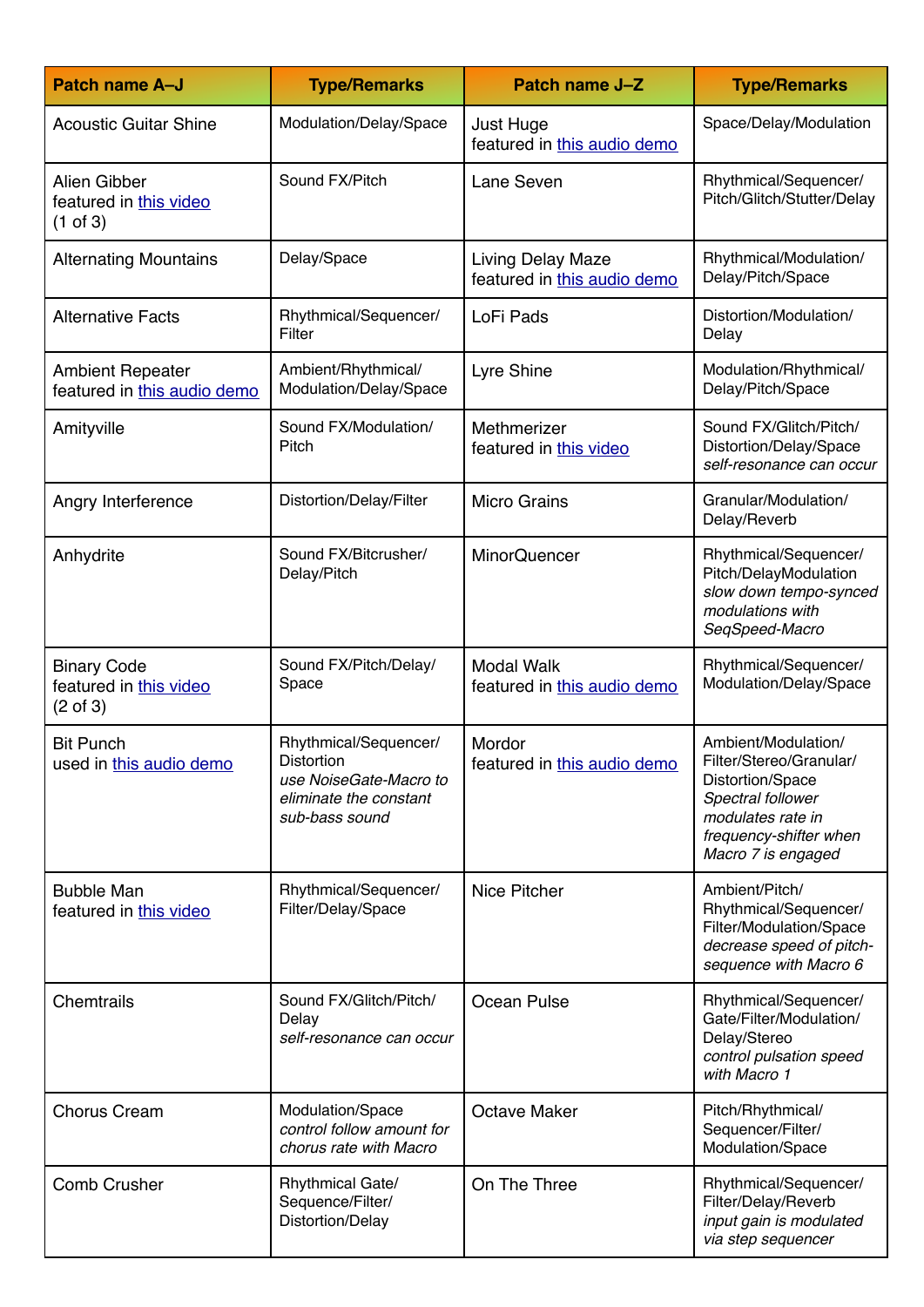| Patch name A–J | Type/Remarks | Patch name J–Z | Type/Remarks |
|---|---|---|---|
| Acoustic Guitar Shine | Modulation/Delay/Space | Just Huge<br>featured in this audio demo | Space/Delay/Modulation |
| Alien Gibber<br>featured in this video<br>(1 of 3) | Sound FX/Pitch | Lane Seven | Rhythmical/Sequencer/<br>Pitch/Glitch/Stutter/Delay |
| Alternating Mountains | Delay/Space | Living Delay Maze<br>featured in this audio demo | Rhythmical/Modulation/<br>Delay/Pitch/Space |
| Alternative Facts | Rhythmical/Sequencer/<br>Filter | LoFi Pads | Distortion/Modulation/<br>Delay |
| Ambient Repeater<br>featured in this audio demo | Ambient/Rhythmical/<br>Modulation/Delay/Space | Lyre Shine | Modulation/Rhythmical/<br>Delay/Pitch/Space |
| Amityville | Sound FX/Modulation/<br>Pitch | Methmerizer<br>featured in this video | Sound FX/Glitch/Pitch/<br>Distortion/Delay/Space<br>*self-resonance can occur* |
| Angry Interference | Distortion/Delay/Filter | Micro Grains | Granular/Modulation/<br>Delay/Reverb |
| Anhydrite | Sound FX/Bitcrusher/<br>Delay/Pitch | MinorQuencer | Rhythmical/Sequencer/<br>Pitch/DelayModulation<br>*slow down tempo-synced modulations with SeqSpeed-Macro* |
| Binary Code<br>featured in this video<br>(2 of 3) | Sound FX/Pitch/Delay/<br>Space | Modal Walk<br>featured in this audio demo | Rhythmical/Sequencer/<br>Modulation/Delay/Space |
| Bit Punch<br>used in this audio demo | Rhythmical/Sequencer/<br>Distortion<br>*use NoiseGate-Macro to eliminate the constant sub-bass sound* | Mordor<br>featured in this audio demo | Ambient/Modulation/<br>Filter/Stereo/Granular/<br>Distortion/Space<br>*Spectral follower modulates rate in frequency-shifter when Macro 7 is engaged* |
| Bubble Man<br>featured in this video | Rhythmical/Sequencer/<br>Filter/Delay/Space | Nice Pitcher | Ambient/Pitch/<br>Rhythmical/Sequencer/<br>Filter/Modulation/Space<br>*decrease speed of pitch-sequence with Macro 6* |
| Chemtrails | Sound FX/Glitch/Pitch/<br>Delay<br>*self-resonance can occur* | Ocean Pulse | Rhythmical/Sequencer/<br>Gate/Filter/Modulation/<br>Delay/Stereo<br>*control pulsation speed with Macro 1* |
| Chorus Cream | Modulation/Space<br>*control follow amount for chorus rate with Macro* | Octave Maker | Pitch/Rhythmical/<br>Sequencer/Filter/<br>Modulation/Space |
| Comb Crusher | Rhythmical Gate/<br>Sequence/Filter/<br>Distortion/Delay | On The Three | Rhythmical/Sequencer/<br>Filter/Delay/Reverb<br>*input gain is modulated via step sequencer* |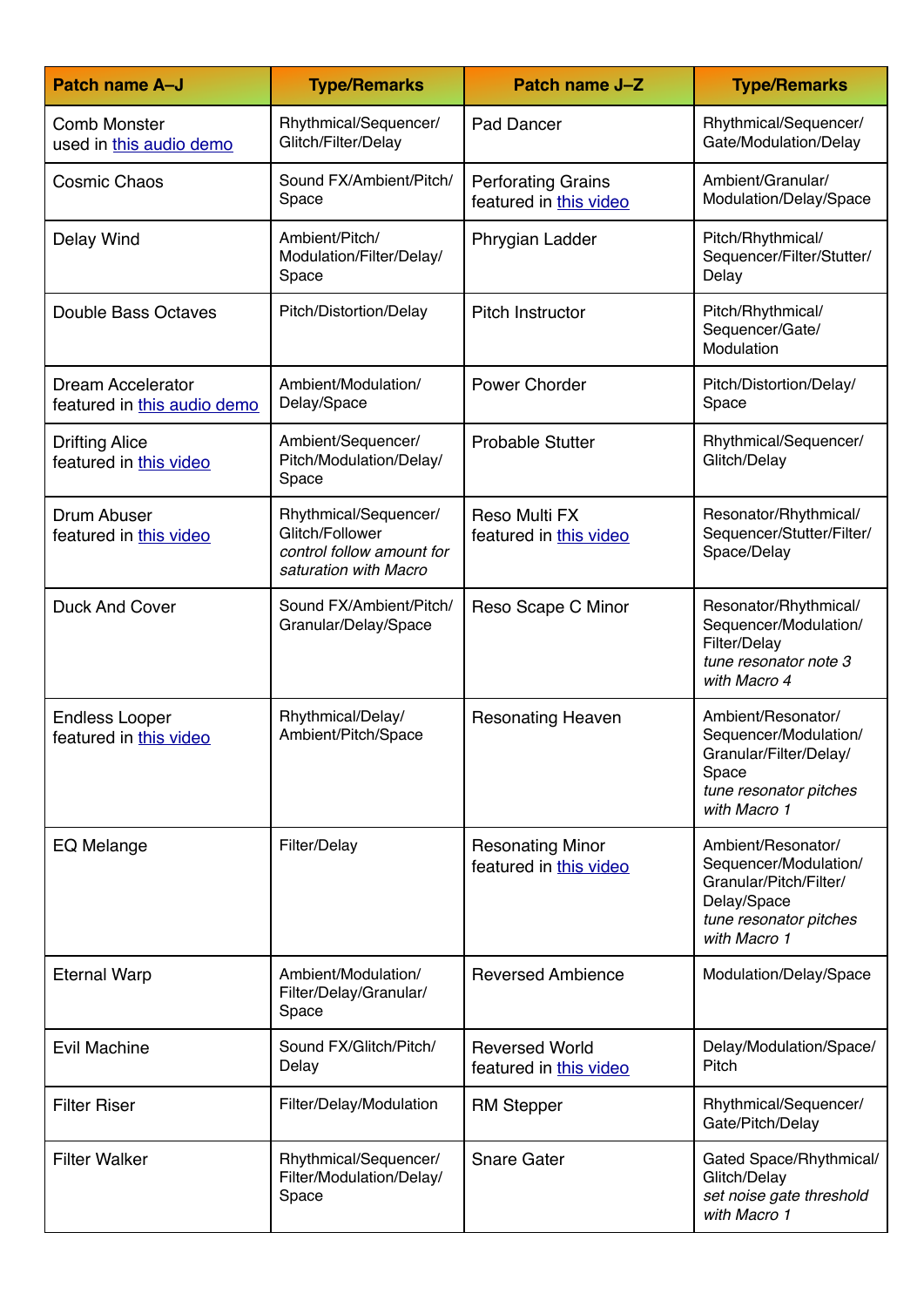| Patch name A–J | Type/Remarks | Patch name J–Z | Type/Remarks |
| --- | --- | --- | --- |
| Comb Monster used in this audio demo | Rhythmical/Sequencer/Glitch/Filter/Delay | Pad Dancer | Rhythmical/Sequencer/Gate/Modulation/Delay |
| Cosmic Chaos | Sound FX/Ambient/Pitch/Space | Perforating Grains featured in this video | Ambient/Granular/Modulation/Delay/Space |
| Delay Wind | Ambient/Pitch/Modulation/Filter/Delay/Space | Phrygian Ladder | Pitch/Rhythmical/Sequencer/Filter/Stutter/Delay |
| Double Bass Octaves | Pitch/Distortion/Delay | Pitch Instructor | Pitch/Rhythmical/Sequencer/Gate/Modulation |
| Dream Accelerator featured in this audio demo | Ambient/Modulation/Delay/Space | Power Chorder | Pitch/Distortion/Delay/Space |
| Drifting Alice featured in this video | Ambient/Sequencer/Pitch/Modulation/Delay/Space | Probable Stutter | Rhythmical/Sequencer/Glitch/Delay |
| Drum Abuser featured in this video | Rhythmical/Sequencer/Glitch/Follower *control follow amount for saturation with Macro* | Reso Multi FX featured in this video | Resonator/Rhythmical/Sequencer/Stutter/Filter/Space/Delay |
| Duck And Cover | Sound FX/Ambient/Pitch/Granular/Delay/Space | Reso Scape C Minor | Resonator/Rhythmical/Sequencer/Modulation/Filter/Delay *tune resonator note 3 with Macro 4* |
| Endless Looper featured in this video | Rhythmical/Delay/Ambient/Pitch/Space | Resonating Heaven | Ambient/Resonator/Sequencer/Modulation/Granular/Filter/Delay/Space *tune resonator pitches with Macro 1* |
| EQ Melange | Filter/Delay | Resonating Minor featured in this video | Ambient/Resonator/Sequencer/Modulation/Granular/Pitch/Filter/Delay/Space *tune resonator pitches with Macro 1* |
| Eternal Warp | Ambient/Modulation/Filter/Delay/Granular/Space | Reversed Ambience | Modulation/Delay/Space |
| Evil Machine | Sound FX/Glitch/Pitch/Delay | Reversed World featured in this video | Delay/Modulation/Space/Pitch |
| Filter Riser | Filter/Delay/Modulation | RM Stepper | Rhythmical/Sequencer/Gate/Pitch/Delay |
| Filter Walker | Rhythmical/Sequencer/Filter/Modulation/Delay/Space | Snare Gater | Gated Space/Rhythmical/Glitch/Delay *set noise gate threshold with Macro 1* |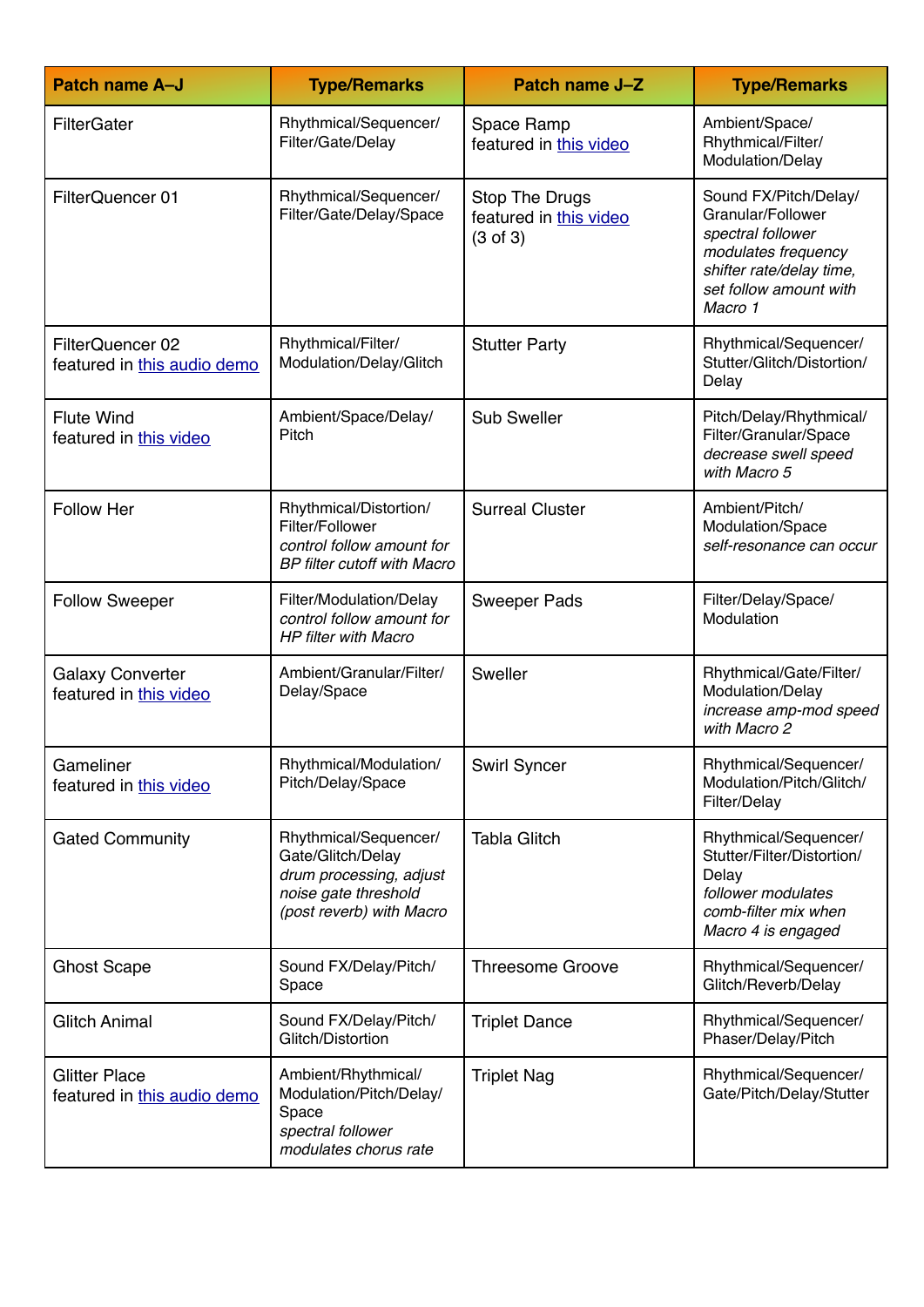| Patch name A–J | Type/Remarks | Patch name J–Z | Type/Remarks |
|---|---|---|---|
| FilterGater | Rhythmical/Sequencer/ Filter/Gate/Delay | Space Ramp featured in this video | Ambient/Space/ Rhythmical/Filter/ Modulation/Delay |
| FilterQuencer 01 | Rhythmical/Sequencer/ Filter/Gate/Delay/Space | Stop The Drugs featured in this video (3 of 3) | Sound FX/Pitch/Delay/ Granular/Follower *spectral follower modulates frequency shifter rate/delay time, set follow amount with Macro 1* |
| FilterQuencer 02 featured in this audio demo | Rhythmical/Filter/ Modulation/Delay/Glitch | Stutter Party | Rhythmical/Sequencer/ Stutter/Glitch/Distortion/ Delay |
| Flute Wind featured in this video | Ambient/Space/Delay/ Pitch | Sub Sweller | Pitch/Delay/Rhythmical/ Filter/Granular/Space *decrease swell speed with Macro 5* |
| Follow Her | Rhythmical/Distortion/ Filter/Follower *control follow amount for BP filter cutoff with Macro* | Surreal Cluster | Ambient/Pitch/ Modulation/Space *self-resonance can occur* |
| Follow Sweeper | Filter/Modulation/Delay *control follow amount for HP filter with Macro* | Sweeper Pads | Filter/Delay/Space/ Modulation |
| Galaxy Converter featured in this video | Ambient/Granular/Filter/ Delay/Space | Sweller | Rhythmical/Gate/Filter/ Modulation/Delay *increase amp-mod speed with Macro 2* |
| Gameliner featured in this video | Rhythmical/Modulation/ Pitch/Delay/Space | Swirl Syncer | Rhythmical/Sequencer/ Modulation/Pitch/Glitch/ Filter/Delay |
| Gated Community | Rhythmical/Sequencer/ Gate/Glitch/Delay *drum processing, adjust noise gate threshold (post reverb) with Macro* | Tabla Glitch | Rhythmical/Sequencer/ Stutter/Filter/Distortion/ Delay *follower modulates comb-filter mix when Macro 4 is engaged* |
| Ghost Scape | Sound FX/Delay/Pitch/ Space | Threesome Groove | Rhythmical/Sequencer/ Glitch/Reverb/Delay |
| Glitch Animal | Sound FX/Delay/Pitch/ Glitch/Distortion | Triplet Dance | Rhythmical/Sequencer/ Phaser/Delay/Pitch |
| Glitter Place featured in this audio demo | Ambient/Rhythmical/ Modulation/Pitch/Delay/ Space *spectral follower modulates chorus rate* | Triplet Nag | Rhythmical/Sequencer/ Gate/Pitch/Delay/Stutter |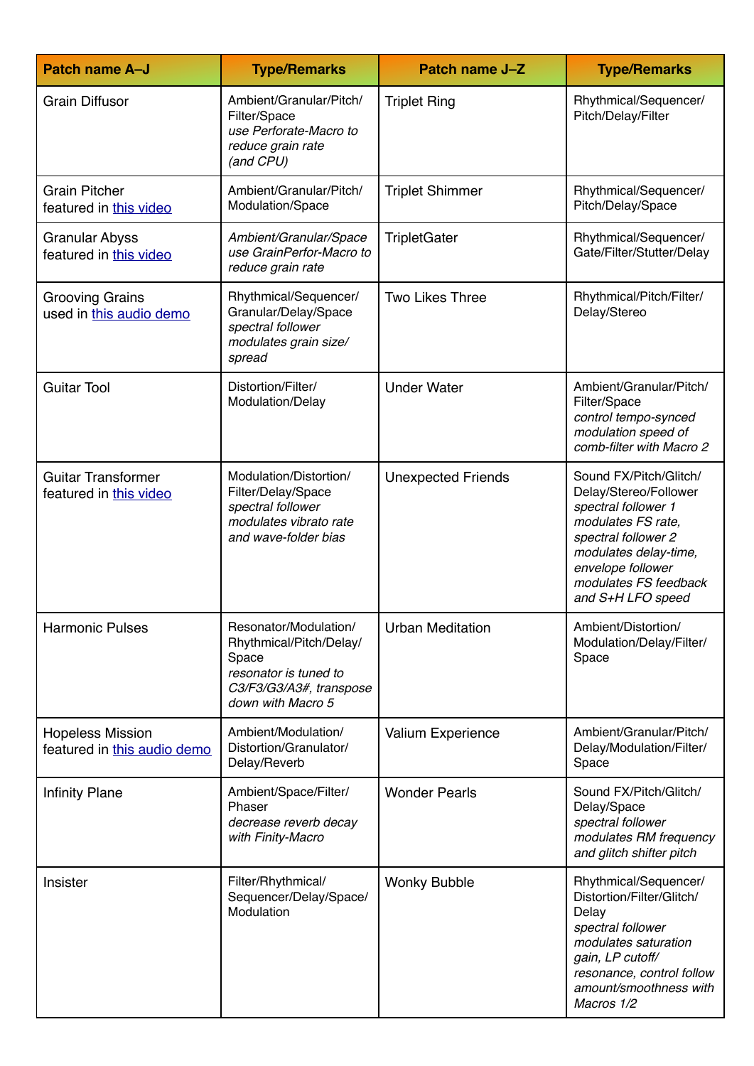| Patch name A–J | Type/Remarks | Patch name J–Z | Type/Remarks |
|---|---|---|---|
| Grain Diffusor | Ambient/Granular/Pitch/Filter/Space *use Perforate-Macro to reduce grain rate (and CPU)* | Triplet Ring | Rhythmical/Sequencer/Pitch/Delay/Filter |
| Grain Pitcher featured in [this video]() | Ambient/Granular/Pitch/Modulation/Space | Triplet Shimmer | Rhythmical/Sequencer/Pitch/Delay/Space |
| Granular Abyss featured in [this video]() | *Ambient/Granular/Space use GrainPerfor-Macro to reduce grain rate* | TripletGater | Rhythmical/Sequencer/Gate/Filter/Stutter/Delay |
| Grooving Grains used in [this audio demo]() | Rhythmical/Sequencer/Granular/Delay/Space *spectral follower modulates grain size/spread* | Two Likes Three | Rhythmical/Pitch/Filter/Delay/Stereo |
| Guitar Tool | Distortion/Filter/Modulation/Delay | Under Water | Ambient/Granular/Pitch/Filter/Space *control tempo-synced modulation speed of comb-filter with Macro 2* |
| Guitar Transformer featured in [this video]() | Modulation/Distortion/Filter/Delay/Space *spectral follower modulates vibrato rate and wave-folder bias* | Unexpected Friends | Sound FX/Pitch/Glitch/Delay/Stereo/Follower *spectral follower 1 modulates FS rate, spectral follower 2 modulates delay-time, envelope follower modulates FS feedback and S+H LFO speed* |
| Harmonic Pulses | Resonator/Modulation/Rhythmical/Pitch/Delay/Space *resonator is tuned to C3/F3/G3/A3#, transpose down with Macro 5* | Urban Meditation | Ambient/Distortion/Modulation/Delay/Filter/Space |
| Hopeless Mission featured in [this audio demo]() | Ambient/Modulation/Distortion/Granulator/Delay/Reverb | Valium Experience | Ambient/Granular/Pitch/Delay/Modulation/Filter/Space |
| Infinity Plane | Ambient/Space/Filter/Phaser *decrease reverb decay with Finity-Macro* | Wonder Pearls | Sound FX/Pitch/Glitch/Delay/Space *spectral follower modulates RM frequency and glitch shifter pitch* |
| Insister | Filter/Rhythmical/Sequencer/Delay/Space/Modulation | Wonky Bubble | Rhythmical/Sequencer/Distortion/Filter/Glitch/Delay *spectral follower modulates saturation gain, LP cutoff/resonance, control follow amount/smoothness with Macros 1/2* |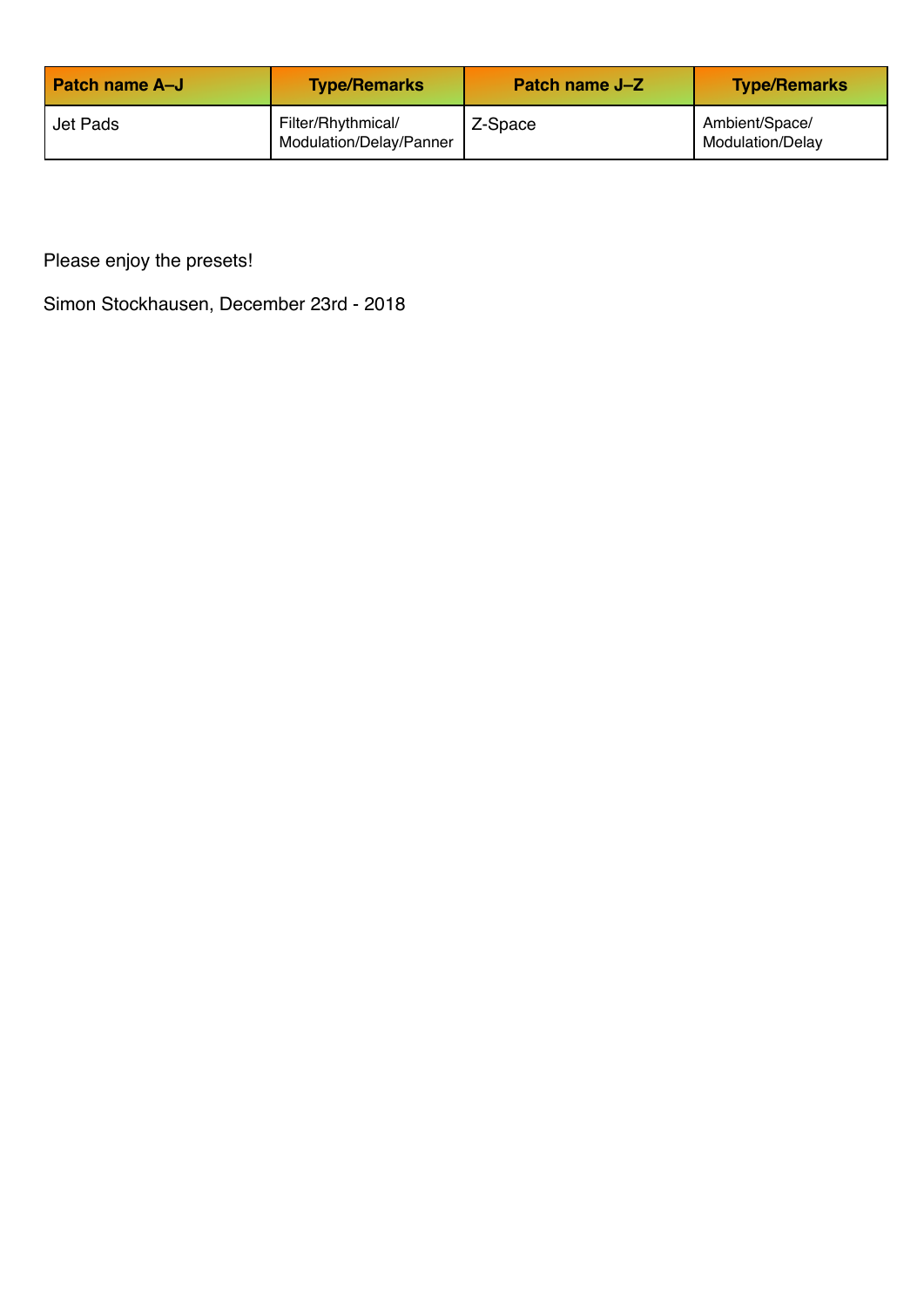| Patch name A–J | Type/Remarks | Patch name J–Z | Type/Remarks |
| --- | --- | --- | --- |
| Jet Pads | Filter/Rhythmical/ Modulation/Delay/Panner | Z-Space | Ambient/Space/ Modulation/Delay |

Please enjoy the presets!

Simon Stockhausen, December 23rd - 2018